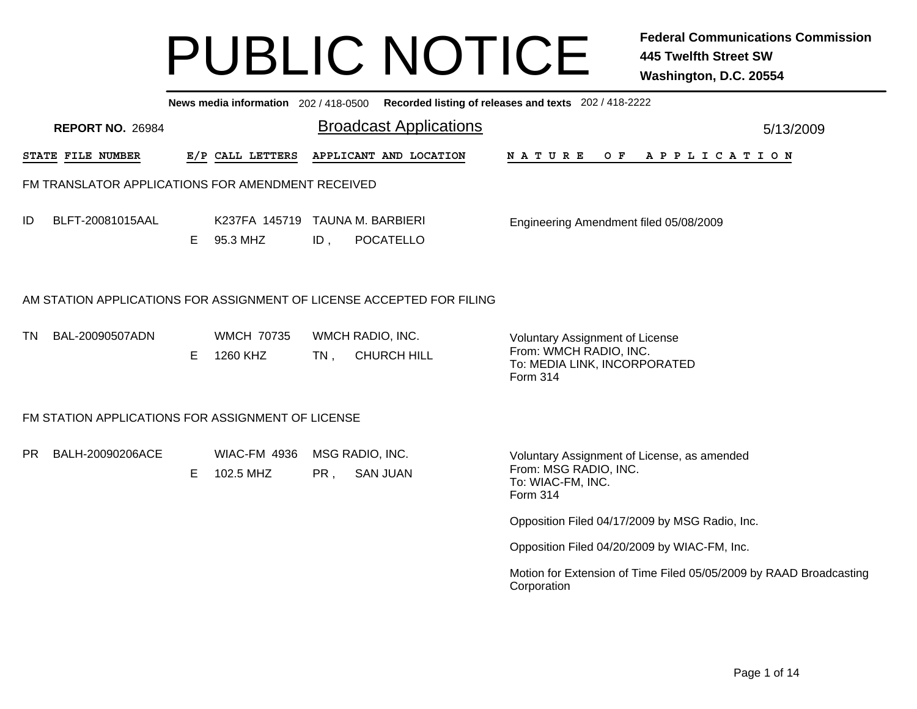# PUBLIC NOTICE

**Federal Communications Commission**
**445 Twelfth Street SW**
**Washington, D.C. 20554**

**News media information** 202 / 418-0500 **Recorded listing of releases and texts** 202 / 418-2222

**REPORT NO.** 26984

## Broadcast Applications

5/13/2009

| STATE | FILE NUMBER | E/P | CALL LETTERS | APPLICANT AND LOCATION | NATURE OF APPLICATION |
|---|---|---|---|---|---|

### FM TRANSLATOR APPLICATIONS FOR AMENDMENT RECEIVED

| STATE | FILE NUMBER | E/P | CALL LETTERS | APPLICANT AND LOCATION | NATURE OF APPLICATION |
|---|---|---|---|---|---|
| ID | BLFT-20081015AAL | E | K237FA 145719<br>95.3 MHZ | TAUNA M. BARBIERI<br>ID , POCATELLO | Engineering Amendment filed 05/08/2009 |

### AM STATION APPLICATIONS FOR ASSIGNMENT OF LICENSE ACCEPTED FOR FILING

| STATE | FILE NUMBER | E/P | CALL LETTERS | APPLICANT AND LOCATION | NATURE OF APPLICATION |
|---|---|---|---|---|---|
| TN | BAL-20090507ADN | E | WMCH 70735<br>1260 KHZ | WMCH RADIO, INC.<br>TN , CHURCH HILL | Voluntary Assignment of License<br>From: WMCH RADIO, INC.<br>To: MEDIA LINK, INCORPORATED<br>Form 314 |

### FM STATION APPLICATIONS FOR ASSIGNMENT OF LICENSE

| STATE | FILE NUMBER | E/P | CALL LETTERS | APPLICANT AND LOCATION | NATURE OF APPLICATION |
|---|---|---|---|---|---|
| PR | BALH-20090206ACE | E | WIAC-FM 4936<br>102.5 MHZ | MSG RADIO, INC.<br>PR , SAN JUAN | Voluntary Assignment of License, as amended<br>From: MSG RADIO, INC.<br>To: WIAC-FM, INC.<br>Form 314<br><br>Opposition Filed 04/17/2009 by MSG Radio, Inc.<br><br>Opposition Filed 04/20/2009 by WIAC-FM, Inc.<br><br>Motion for Extension of Time Filed 05/05/2009 by RAAD Broadcasting Corporation |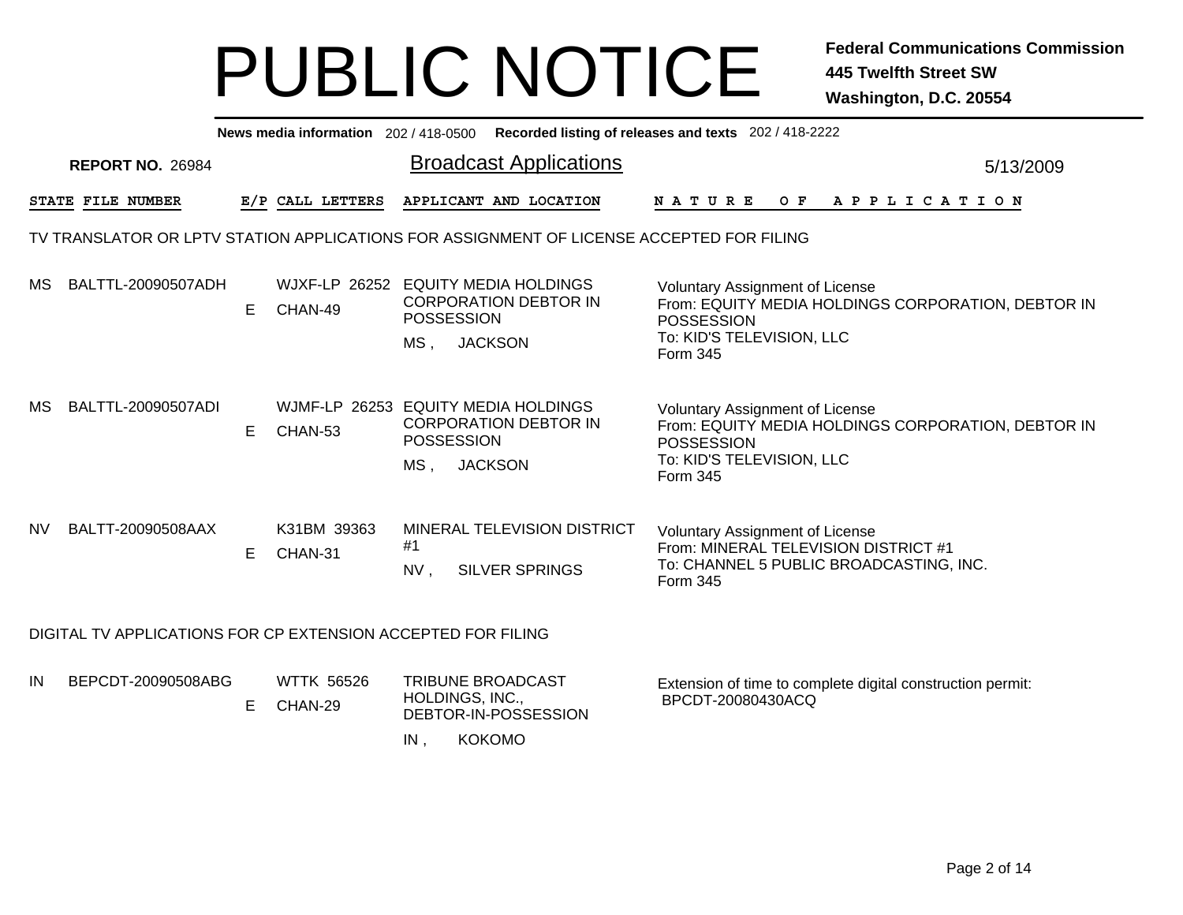# PUBLIC NOTICE

**Federal Communications Commission**
**445 Twelfth Street SW**
**Washington, D.C. 20554**

**News media information** 202 / 418-0500 **Recorded listing of releases and texts** 202 / 418-2222

**REPORT NO.** 26984

## Broadcast Applications

5/13/2009

### TV TRANSLATOR OR LPTV STATION APPLICATIONS FOR ASSIGNMENT OF LICENSE ACCEPTED FOR FILING

| STATE | FILE NUMBER | E/P | CALL LETTERS | APPLICANT AND LOCATION | NATURE OF APPLICATION |
|---|---|---|---|---|---|
| MS | BALTTL-20090507ADH | E | WJXF-LP 26252 CHAN-49 | EQUITY MEDIA HOLDINGS CORPORATION DEBTOR IN POSSESSION<br>MS , JACKSON | Voluntary Assignment of License<br>From: EQUITY MEDIA HOLDINGS CORPORATION, DEBTOR IN POSSESSION<br>To: KID'S TELEVISION, LLC<br>Form 345 |
| MS | BALTTL-20090507ADI | E | WJMF-LP 26253 CHAN-53 | EQUITY MEDIA HOLDINGS CORPORATION DEBTOR IN POSSESSION<br>MS , JACKSON | Voluntary Assignment of License<br>From: EQUITY MEDIA HOLDINGS CORPORATION, DEBTOR IN POSSESSION<br>To: KID'S TELEVISION, LLC<br>Form 345 |
| NV | BALTT-20090508AAX | E | K31BM 39363 CHAN-31 | MINERAL TELEVISION DISTRICT #1<br>NV , SILVER SPRINGS | Voluntary Assignment of License<br>From: MINERAL TELEVISION DISTRICT #1<br>To: CHANNEL 5 PUBLIC BROADCASTING, INC.<br>Form 345 |

### DIGITAL TV APPLICATIONS FOR CP EXTENSION ACCEPTED FOR FILING

| STATE | FILE NUMBER | E/P | CALL LETTERS | APPLICANT AND LOCATION | NATURE OF APPLICATION |
|---|---|---|---|---|---|
| IN | BEPCDT-20090508ABG | E | WTTK 56526 CHAN-29 | TRIBUNE BROADCAST HOLDINGS, INC., DEBTOR-IN-POSSESSION<br>IN , KOKOMO | Extension of time to complete digital construction permit: BPCDT-20080430ACQ |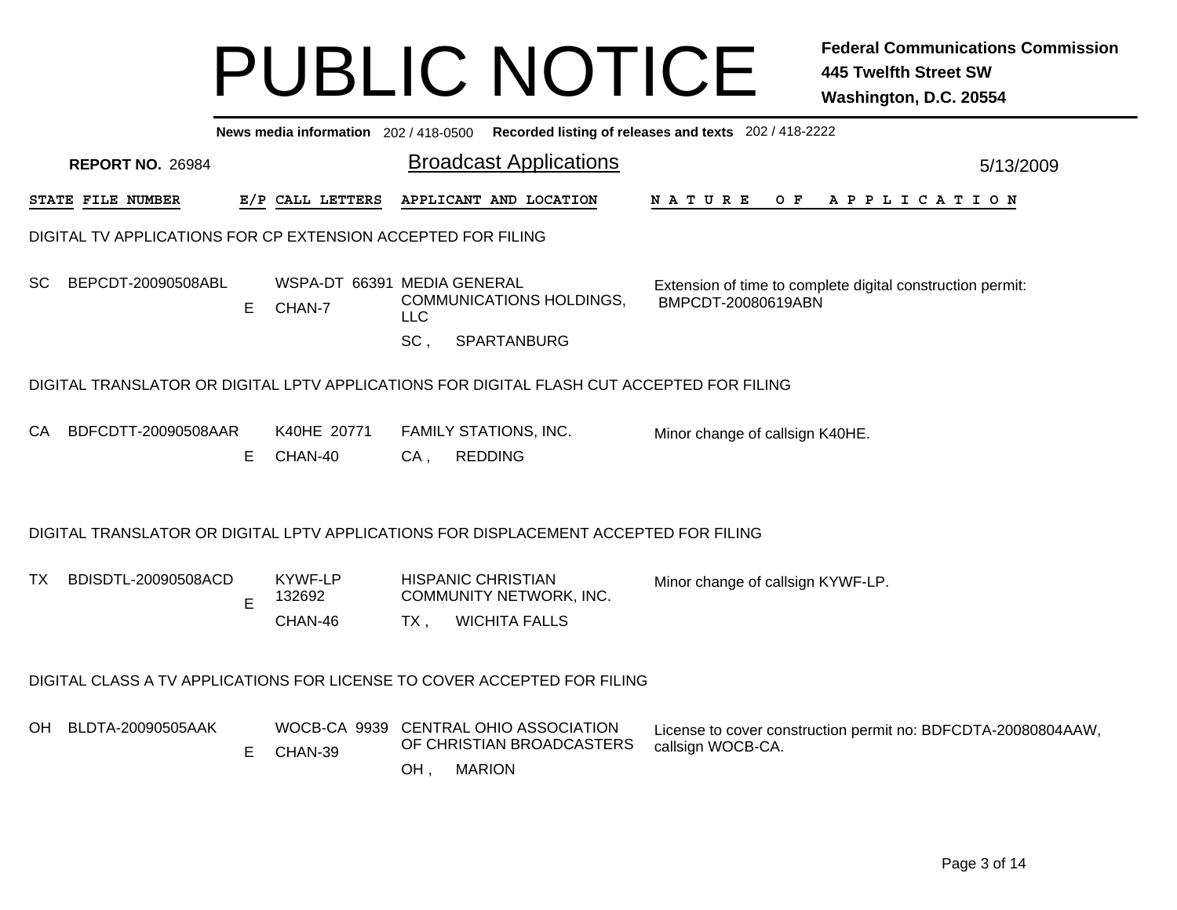# PUBLIC NOTICE

**Federal Communications Commission**
**445 Twelfth Street SW**
**Washington, D.C. 20554**

**News media information** 202 / 418-0500 **Recorded listing of releases and texts** 202 / 418-2222

**REPORT NO.** 26984

## Broadcast Applications

5/13/2009

| STATE | FILE NUMBER | E/P | CALL LETTERS | APPLICANT AND LOCATION | NATURE OF APPLICATION |
|---|---|---|---|---|---|

### DIGITAL TV APPLICATIONS FOR CP EXTENSION ACCEPTED FOR FILING

| STATE | FILE NUMBER | E/P | CALL LETTERS | APPLICANT AND LOCATION | NATURE OF APPLICATION |
|---|---|---|---|---|---|
| SC | BEPCDT-20090508ABL | E | WSPA-DT 66391 CHAN-7 | MEDIA GENERAL COMMUNICATIONS HOLDINGS, LLC SC , SPARTANBURG | Extension of time to complete digital construction permit: BMPCDT-20080619ABN |

### DIGITAL TRANSLATOR OR DIGITAL LPTV APPLICATIONS FOR DIGITAL FLASH CUT ACCEPTED FOR FILING

| STATE | FILE NUMBER | E/P | CALL LETTERS | APPLICANT AND LOCATION | NATURE OF APPLICATION |
|---|---|---|---|---|---|
| CA | BDFCDTT-20090508AAR | E | K40HE 20771 CHAN-40 | FAMILY STATIONS, INC. CA , REDDING | Minor change of callsign K40HE. |

### DIGITAL TRANSLATOR OR DIGITAL LPTV APPLICATIONS FOR DISPLACEMENT ACCEPTED FOR FILING

| STATE | FILE NUMBER | E/P | CALL LETTERS | APPLICANT AND LOCATION | NATURE OF APPLICATION |
|---|---|---|---|---|---|
| TX | BDISDTL-20090508ACD | E | KYWF-LP 132692 CHAN-46 | HISPANIC CHRISTIAN COMMUNITY NETWORK, INC. TX , WICHITA FALLS | Minor change of callsign KYWF-LP. |

### DIGITAL CLASS A TV APPLICATIONS FOR LICENSE TO COVER ACCEPTED FOR FILING

| STATE | FILE NUMBER | E/P | CALL LETTERS | APPLICANT AND LOCATION | NATURE OF APPLICATION |
|---|---|---|---|---|---|
| OH | BLDTA-20090505AAK | E | WOCB-CA 9939 CHAN-39 | CENTRAL OHIO ASSOCIATION OF CHRISTIAN BROADCASTERS OH , MARION | License to cover construction permit no: BDFCDTA-20080804AAW, callsign WOCB-CA. |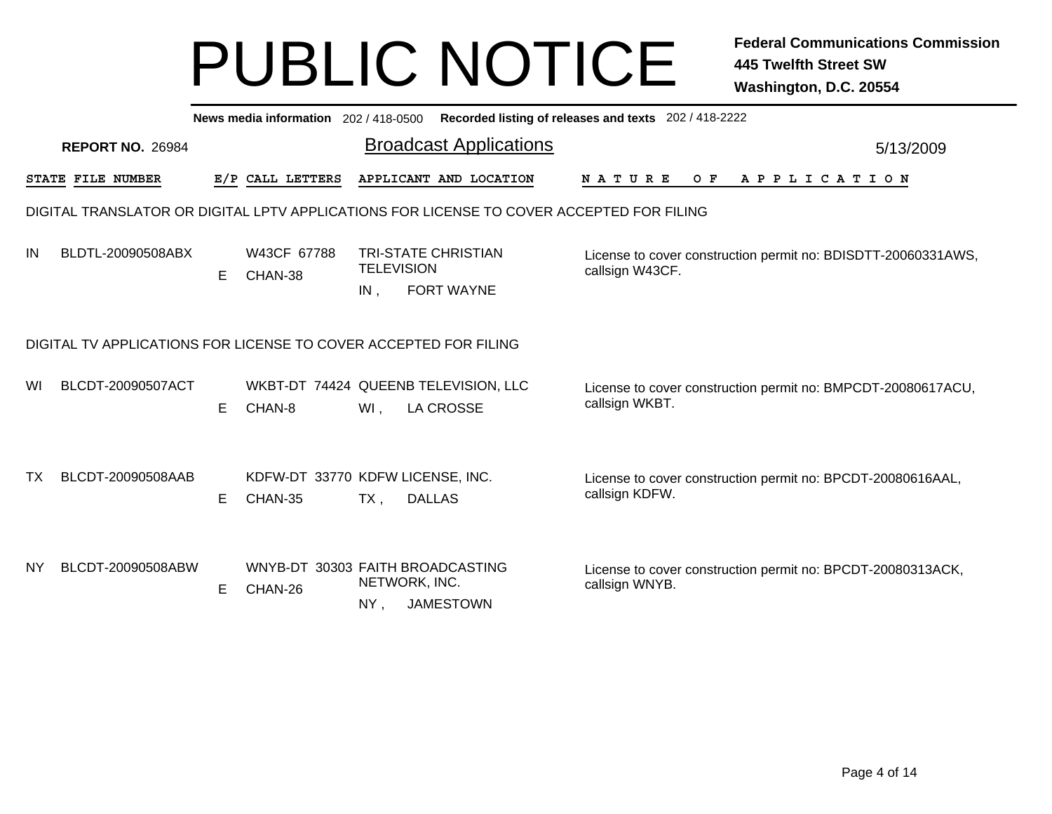# PUBLIC NOTICE

**Federal Communications Commission**
**445 Twelfth Street SW**
**Washington, D.C. 20554**

**News media information** 202 / 418-0500 **Recorded listing of releases and texts** 202 / 418-2222

**REPORT NO.** 26984

## Broadcast Applications

5/13/2009

| STATE | FILE NUMBER | E/P | CALL LETTERS | APPLICANT AND LOCATION | NATURE OF APPLICATION |
|---|---|---|---|---|---|

### DIGITAL TRANSLATOR OR DIGITAL LPTV APPLICATIONS FOR LICENSE TO COVER ACCEPTED FOR FILING

| STATE | FILE NUMBER | E/P | CALL LETTERS | APPLICANT AND LOCATION | NATURE OF APPLICATION |
|---|---|---|---|---|---|
| IN | BLDTL-20090508ABX | E | W43CF 67788 CHAN-38 | TRI-STATE CHRISTIAN TELEVISION IN , FORT WAYNE | License to cover construction permit no: BDISDTT-20060331AWS, callsign W43CF. |

### DIGITAL TV APPLICATIONS FOR LICENSE TO COVER ACCEPTED FOR FILING

| STATE | FILE NUMBER | E/P | CALL LETTERS | APPLICANT AND LOCATION | NATURE OF APPLICATION |
|---|---|---|---|---|---|
| WI | BLCDT-20090507ACT | E | WKBT-DT 74424 CHAN-8 | QUEENB TELEVISION, LLC WI , LA CROSSE | License to cover construction permit no: BMPCDT-20080617ACU, callsign WKBT. |
| TX | BLCDT-20090508AAB | E | KDFW-DT 33770 CHAN-35 | KDFW LICENSE, INC. TX , DALLAS | License to cover construction permit no: BPCDT-20080616AAL, callsign KDFW. |
| NY | BLCDT-20090508ABW | E | WNYB-DT 30303 CHAN-26 | FAITH BROADCASTING NETWORK, INC. NY , JAMESTOWN | License to cover construction permit no: BPCDT-20080313ACK, callsign WNYB. |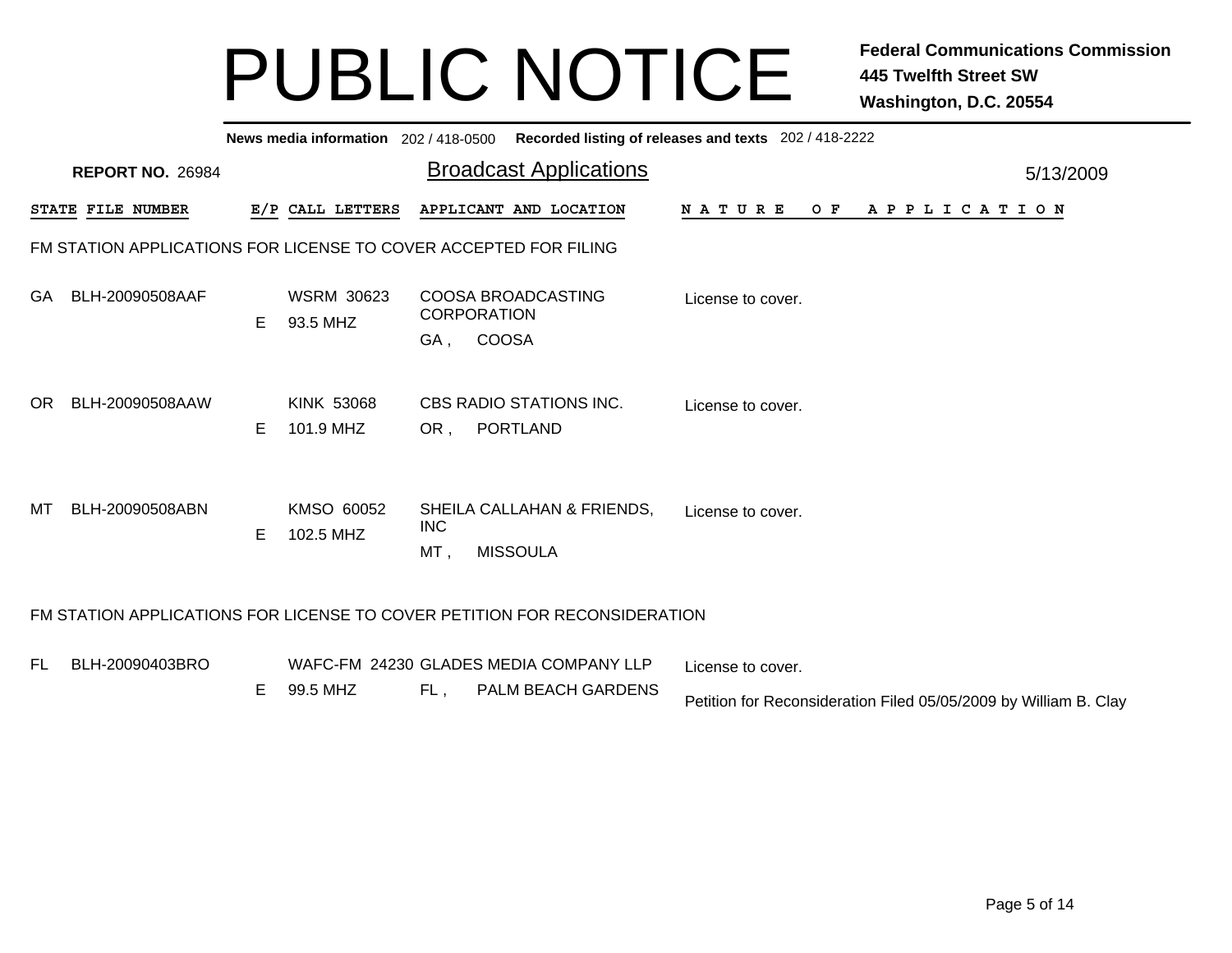# PUBLIC NOTICE

**Federal Communications Commission**
**445 Twelfth Street SW**
**Washington, D.C. 20554**

**News media information** 202 / 418-0500 **Recorded listing of releases and texts** 202 / 418-2222

**REPORT NO.** 26984

## Broadcast Applications

5/13/2009

### FM STATION APPLICATIONS FOR LICENSE TO COVER ACCEPTED FOR FILING

| STATE | FILE NUMBER | E/P | CALL LETTERS | APPLICANT AND LOCATION | NATURE OF APPLICATION |
|---|---|---|---|---|---|
| GA | BLH-20090508AAF | E | WSRM 30623<br>93.5 MHZ | COOSA BROADCASTING CORPORATION<br>GA , COOSA | License to cover. |
| OR | BLH-20090508AAW | E | KINK 53068<br>101.9 MHZ | CBS RADIO STATIONS INC.<br>OR , PORTLAND | License to cover. |
| MT | BLH-20090508ABN | E | KMSO 60052<br>102.5 MHZ | SHEILA CALLAHAN & FRIENDS, INC<br>MT , MISSOULA | License to cover. |

### FM STATION APPLICATIONS FOR LICENSE TO COVER PETITION FOR RECONSIDERATION

| STATE | FILE NUMBER | E/P | CALL LETTERS | APPLICANT AND LOCATION | NATURE OF APPLICATION |
|---|---|---|---|---|---|
| FL | BLH-20090403BRO | E | WAFC-FM 24230<br>99.5 MHZ | GLADES MEDIA COMPANY LLP<br>FL , PALM BEACH GARDENS | License to cover.<br>Petition for Reconsideration Filed 05/05/2009 by William B. Clay |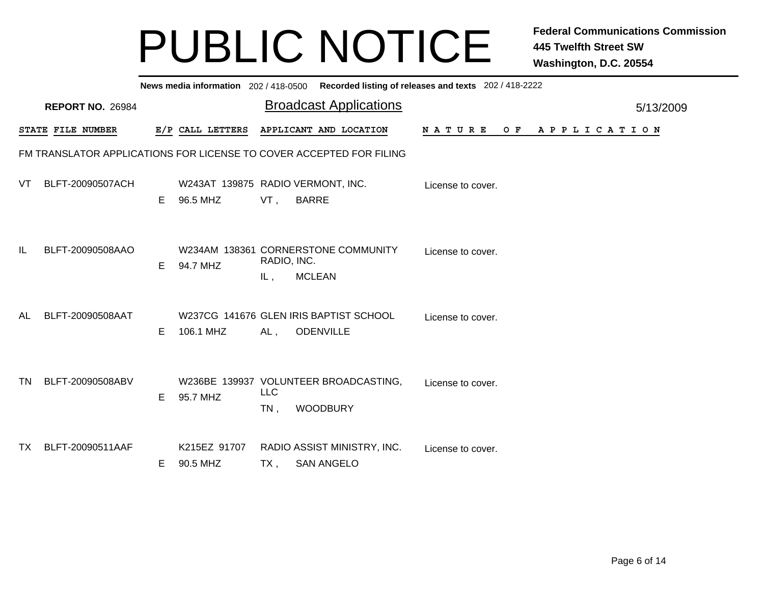# PUBLIC NOTICE

**Federal Communications Commission**
**445 Twelfth Street SW**
**Washington, D.C. 20554**

**News media information** 202 / 418-0500 **Recorded listing of releases and texts** 202 / 418-2222

**REPORT NO.** 26984

## Broadcast Applications

5/13/2009

FM TRANSLATOR APPLICATIONS FOR LICENSE TO COVER ACCEPTED FOR FILING

| STATE | FILE NUMBER | E/P | CALL LETTERS | APPLICANT AND LOCATION | NATURE OF APPLICATION |
|---|---|---|---|---|---|
| VT | BLFT-20090507ACH | E | W243AT 139875 96.5 MHZ | RADIO VERMONT, INC. VT , BARRE | License to cover. |
| IL | BLFT-20090508AAO | E | W234AM 138361 94.7 MHZ | CORNERSTONE COMMUNITY RADIO, INC. IL , MCLEAN | License to cover. |
| AL | BLFT-20090508AAT | E | W237CG 141676 106.1 MHZ | GLEN IRIS BAPTIST SCHOOL AL , ODENVILLE | License to cover. |
| TN | BLFT-20090508ABV | E | W236BE 139937 95.7 MHZ | VOLUNTEER BROADCASTING, LLC TN , WOODBURY | License to cover. |
| TX | BLFT-20090511AAF | E | K215EZ 91707 90.5 MHZ | RADIO ASSIST MINISTRY, INC. TX , SAN ANGELO | License to cover. |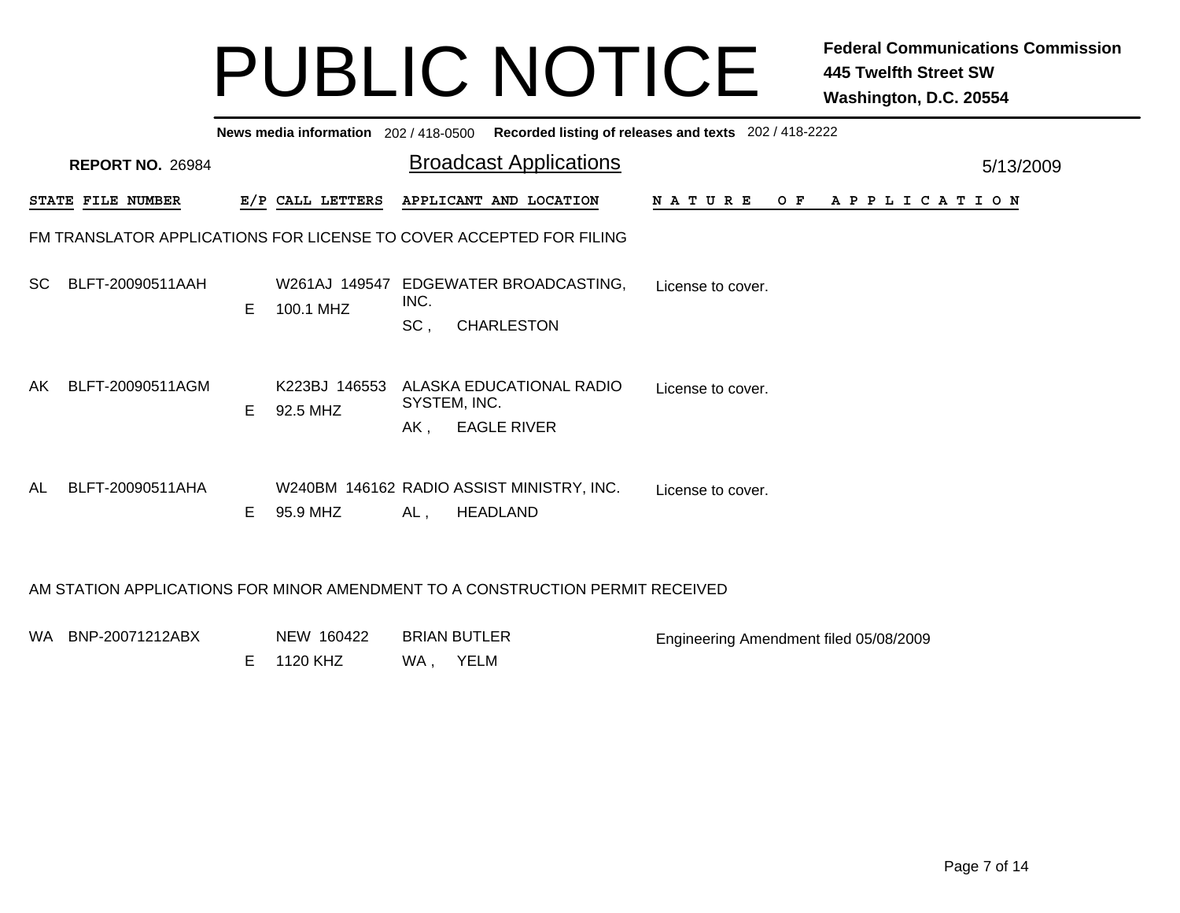# PUBLIC NOTICE

**Federal Communications Commission**
**445 Twelfth Street SW**
**Washington, D.C. 20554**

**News media information** 202 / 418-0500 **Recorded listing of releases and texts** 202 / 418-2222

**REPORT NO.** 26984

## Broadcast Applications

5/13/2009

### FM TRANSLATOR APPLICATIONS FOR LICENSE TO COVER ACCEPTED FOR FILING

| STATE | FILE NUMBER | E/P | CALL LETTERS | APPLICANT AND LOCATION | NATURE OF APPLICATION |
|---|---|---|---|---|---|
| SC | BLFT-20090511AAH | E | W261AJ 149547<br>100.1 MHZ | EDGEWATER BROADCASTING, INC.<br>SC , CHARLESTON | License to cover. |
| AK | BLFT-20090511AGM | E | K223BJ 146553<br>92.5 MHZ | ALASKA EDUCATIONAL RADIO SYSTEM, INC.<br>AK , EAGLE RIVER | License to cover. |
| AL | BLFT-20090511AHA | E | W240BM 146162<br>95.9 MHZ | RADIO ASSIST MINISTRY, INC.<br>AL , HEADLAND | License to cover. |

### AM STATION APPLICATIONS FOR MINOR AMENDMENT TO A CONSTRUCTION PERMIT RECEIVED

| STATE | FILE NUMBER | E/P | CALL LETTERS | APPLICANT AND LOCATION | NATURE OF APPLICATION |
|---|---|---|---|---|---|
| WA | BNP-20071212ABX | E | NEW 160422<br>1120 KHZ | BRIAN BUTLER<br>WA , YELM | Engineering Amendment filed 05/08/2009 |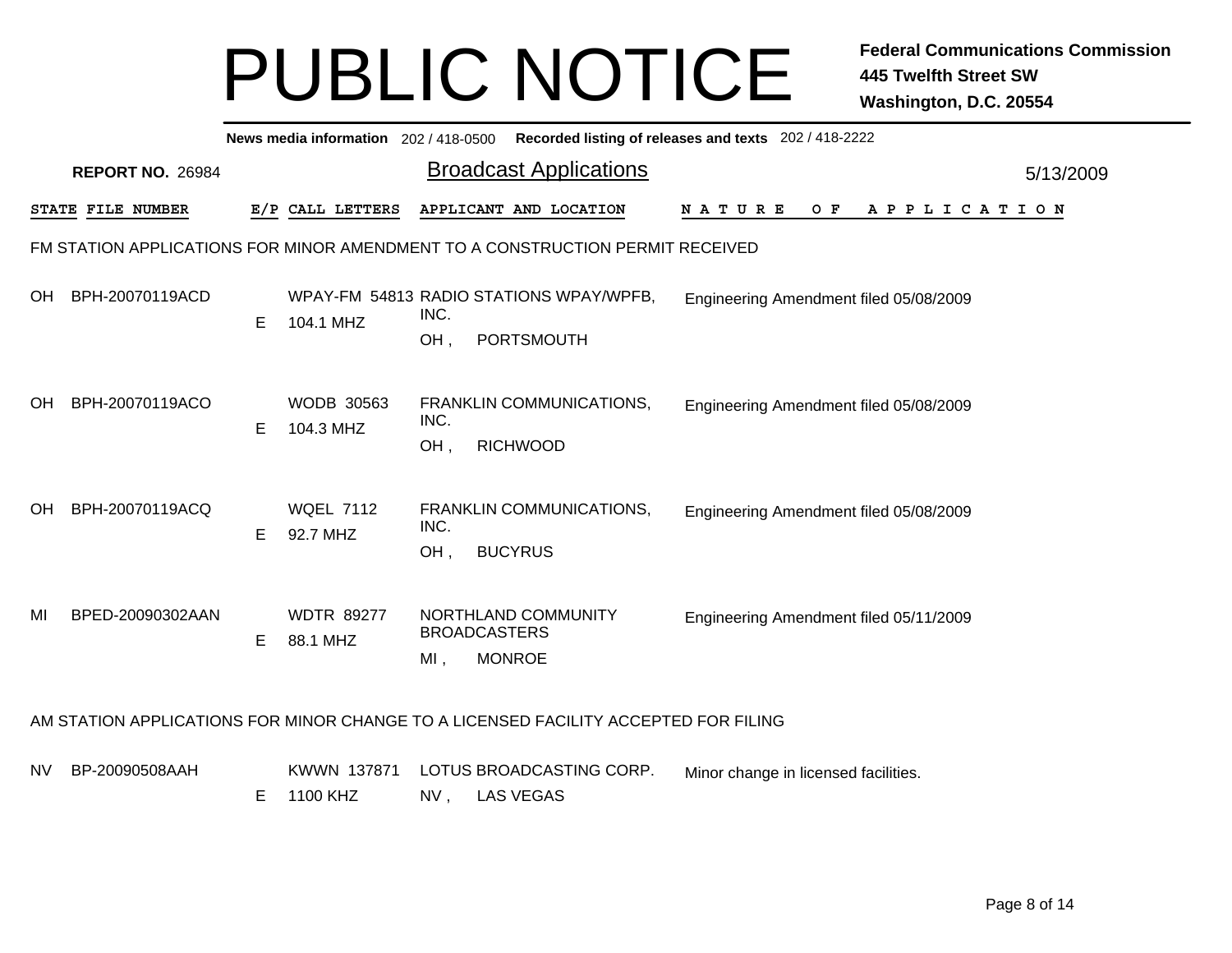# PUBLIC NOTICE

**Federal Communications Commission**
**445 Twelfth Street SW**
**Washington, D.C. 20554**

**News media information** 202 / 418-0500 **Recorded listing of releases and texts** 202 / 418-2222

**REPORT NO.** 26984

## Broadcast Applications

5/13/2009

### FM STATION APPLICATIONS FOR MINOR AMENDMENT TO A CONSTRUCTION PERMIT RECEIVED

| STATE | FILE NUMBER | E/P | CALL LETTERS | APPLICANT AND LOCATION | NATURE OF APPLICATION |
|---|---|---|---|---|---|
| OH | BPH-20070119ACD | E | WPAY-FM 54813<br>104.1 MHZ | RADIO STATIONS WPAY/WPFB, INC.<br>OH , PORTSMOUTH | Engineering Amendment filed 05/08/2009 |
| OH | BPH-20070119ACO | E | WODB 30563<br>104.3 MHZ | FRANKLIN COMMUNICATIONS, INC.<br>OH , RICHWOOD | Engineering Amendment filed 05/08/2009 |
| OH | BPH-20070119ACQ | E | WQEL 7112<br>92.7 MHZ | FRANKLIN COMMUNICATIONS, INC.<br>OH , BUCYRUS | Engineering Amendment filed 05/08/2009 |
| MI | BPED-20090302AAN | E | WDTR 89277<br>88.1 MHZ | NORTHLAND COMMUNITY BROADCASTERS<br>MI , MONROE | Engineering Amendment filed 05/11/2009 |

### AM STATION APPLICATIONS FOR MINOR CHANGE TO A LICENSED FACILITY ACCEPTED FOR FILING

| STATE | FILE NUMBER | E/P | CALL LETTERS | APPLICANT AND LOCATION | NATURE OF APPLICATION |
|---|---|---|---|---|---|
| NV | BP-20090508AAH | E | KWWN 137871<br>1100 KHZ | LOTUS BROADCASTING CORP.<br>NV , LAS VEGAS | Minor change in licensed facilities. |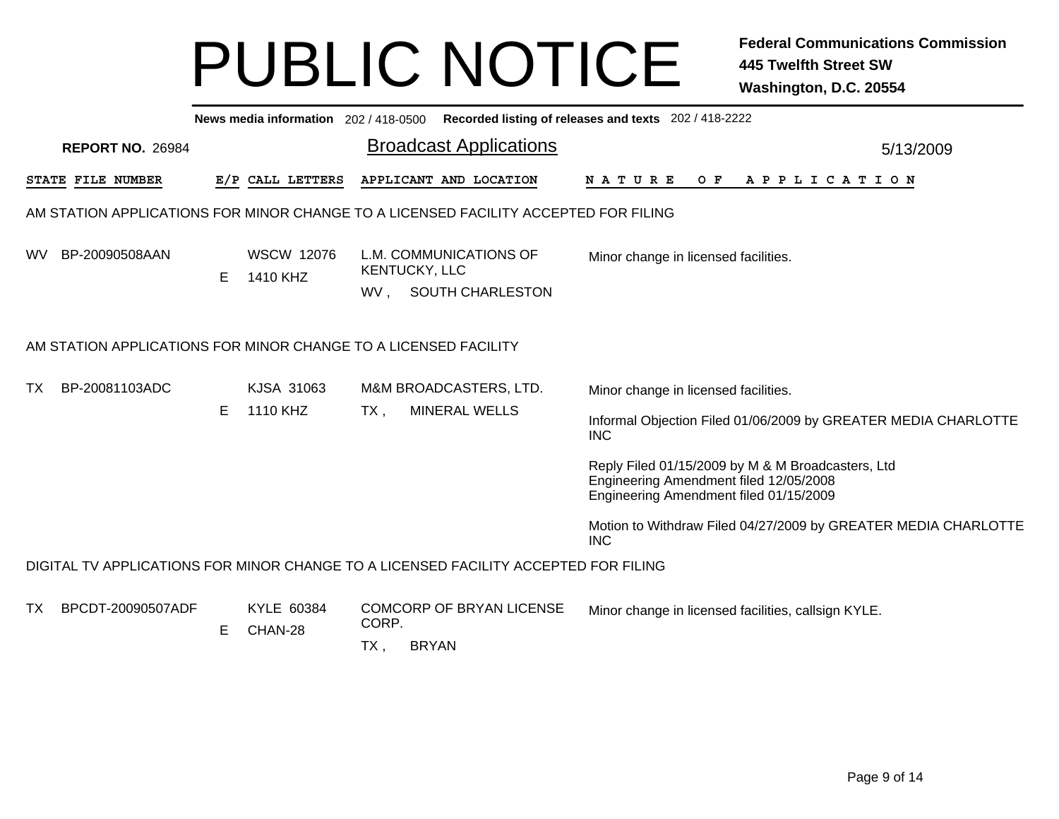# PUBLIC NOTICE

**Federal Communications Commission**
**445 Twelfth Street SW**
**Washington, D.C. 20554**

**News media information** 202 / 418-0500 **Recorded listing of releases and texts** 202 / 418-2222

**REPORT NO.** 26984

## Broadcast Applications

5/13/2009

| STATE | FILE NUMBER | E/P | CALL LETTERS | APPLICANT AND LOCATION | NATURE OF APPLICATION |
|---|---|---|---|---|---|

### AM STATION APPLICATIONS FOR MINOR CHANGE TO A LICENSED FACILITY ACCEPTED FOR FILING

| STATE | FILE NUMBER | E/P | CALL LETTERS | APPLICANT AND LOCATION | NATURE OF APPLICATION |
|---|---|---|---|---|---|
| WV | BP-20090508AAN | E | WSCW 12076<br>1410 KHZ | L.M. COMMUNICATIONS OF KENTUCKY, LLC<br>WV , SOUTH CHARLESTON | Minor change in licensed facilities. |

### AM STATION APPLICATIONS FOR MINOR CHANGE TO A LICENSED FACILITY

| STATE | FILE NUMBER | E/P | CALL LETTERS | APPLICANT AND LOCATION | NATURE OF APPLICATION |
|---|---|---|---|---|---|
| TX | BP-20081103ADC | E | KJSA 31063<br>1110 KHZ | M&M BROADCASTERS, LTD.<br>TX , MINERAL WELLS | Minor change in licensed facilities.<br><br>Informal Objection Filed 01/06/2009 by GREATER MEDIA CHARLOTTE INC<br><br>Reply Filed 01/15/2009 by M & M Broadcasters, Ltd<br>Engineering Amendment filed 12/05/2008<br>Engineering Amendment filed 01/15/2009<br><br>Motion to Withdraw Filed 04/27/2009 by GREATER MEDIA CHARLOTTE INC |

### DIGITAL TV APPLICATIONS FOR MINOR CHANGE TO A LICENSED FACILITY ACCEPTED FOR FILING

| STATE | FILE NUMBER | E/P | CALL LETTERS | APPLICANT AND LOCATION | NATURE OF APPLICATION |
|---|---|---|---|---|---|
| TX | BPCDT-20090507ADF | E | KYLE 60384<br>CHAN-28 | COMCORP OF BRYAN LICENSE CORP.<br>TX , BRYAN | Minor change in licensed facilities, callsign KYLE. |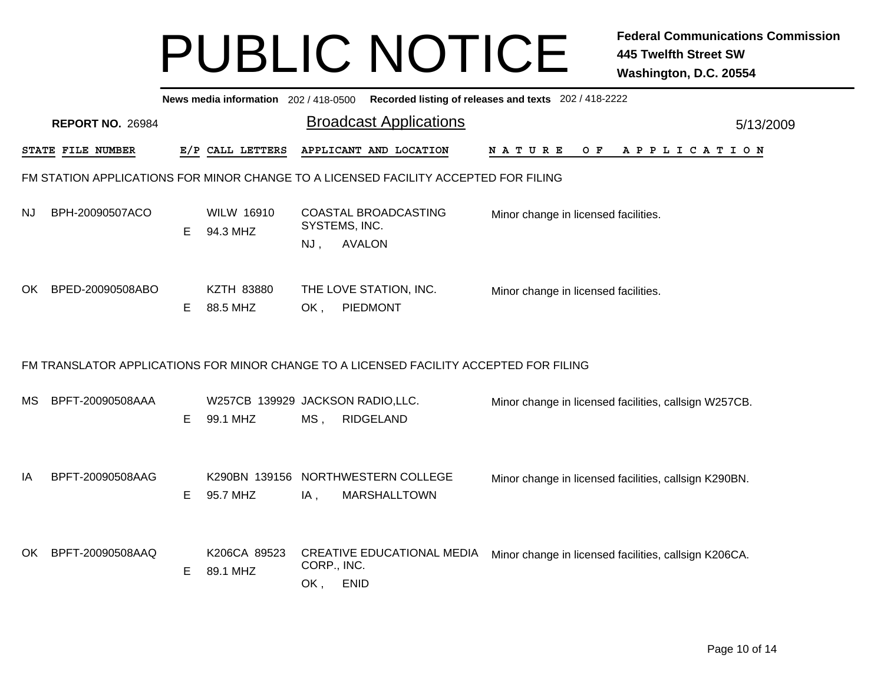# PUBLIC NOTICE

**Federal Communications Commission**
**445 Twelfth Street SW**
**Washington, D.C. 20554**

**News media information** 202 / 418-0500 **Recorded listing of releases and texts** 202 / 418-2222

**REPORT NO.** 26984

## Broadcast Applications

5/13/2009

### FM STATION APPLICATIONS FOR MINOR CHANGE TO A LICENSED FACILITY ACCEPTED FOR FILING

| STATE | FILE NUMBER | E/P | CALL LETTERS | APPLICANT AND LOCATION | NATURE OF APPLICATION |
|---|---|---|---|---|---|
| NJ | BPH-20090507ACO | E | WILW 16910<br>94.3 MHZ | COASTAL BROADCASTING SYSTEMS, INC.<br>NJ , AVALON | Minor change in licensed facilities. |
| OK | BPED-20090508ABO | E | KZTH 83880<br>88.5 MHZ | THE LOVE STATION, INC.<br>OK , PIEDMONT | Minor change in licensed facilities. |

### FM TRANSLATOR APPLICATIONS FOR MINOR CHANGE TO A LICENSED FACILITY ACCEPTED FOR FILING

| STATE | FILE NUMBER | E/P | CALL LETTERS | APPLICANT AND LOCATION | NATURE OF APPLICATION |
|---|---|---|---|---|---|
| MS | BPFT-20090508AAA | E | W257CB 139929<br>99.1 MHZ | JACKSON RADIO,LLC.<br>MS , RIDGELAND | Minor change in licensed facilities, callsign W257CB. |
| IA | BPFT-20090508AAG | E | K290BN 139156<br>95.7 MHZ | NORTHWESTERN COLLEGE<br>IA , MARSHALLTOWN | Minor change in licensed facilities, callsign K290BN. |
| OK | BPFT-20090508AAQ | E | K206CA 89523<br>89.1 MHZ | CREATIVE EDUCATIONAL MEDIA CORP., INC.<br>OK , ENID | Minor change in licensed facilities, callsign K206CA. |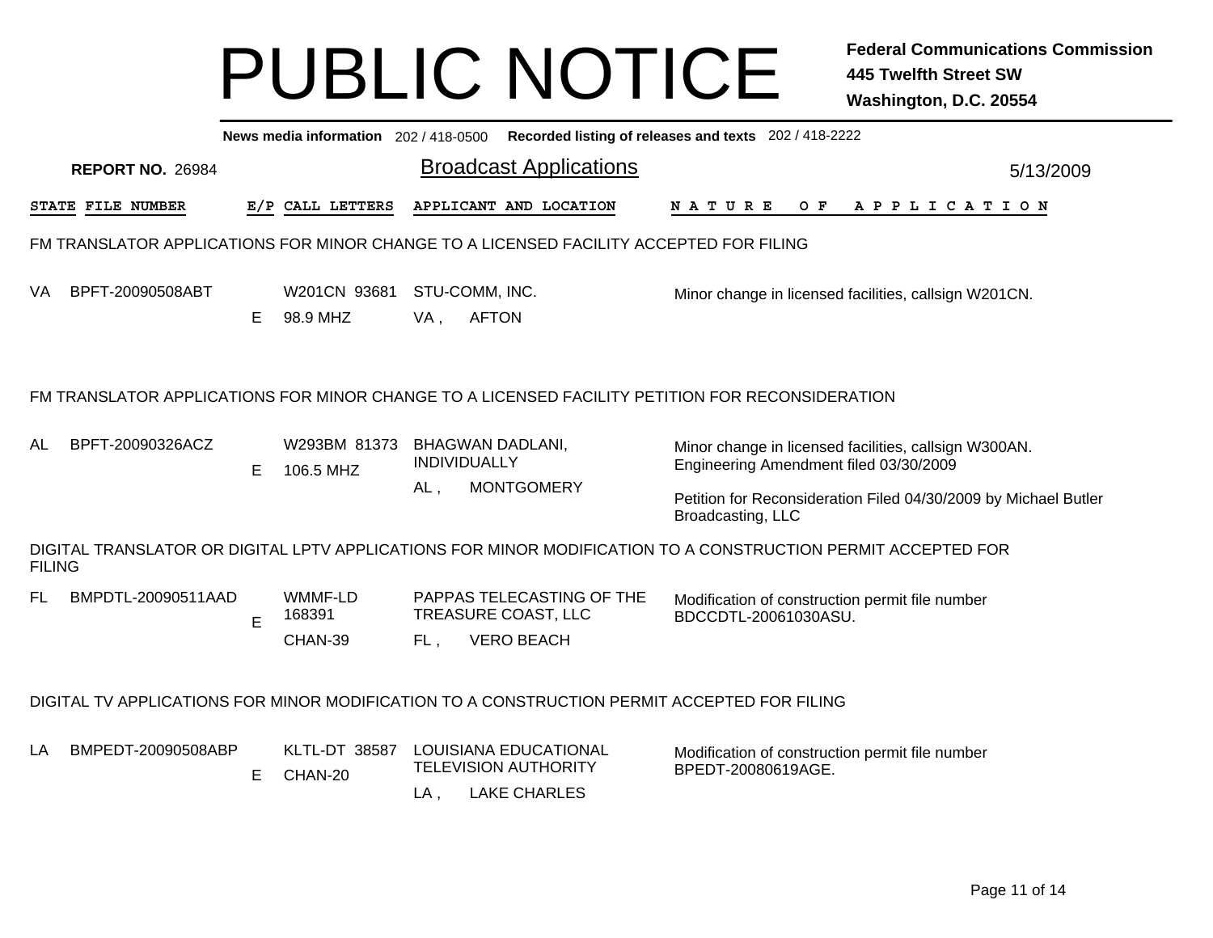# PUBLIC NOTICE

**Federal Communications Commission**
**445 Twelfth Street SW**
**Washington, D.C. 20554**

**News media information** 202 / 418-0500 **Recorded listing of releases and texts** 202 / 418-2222

**REPORT NO.** 26984

## Broadcast Applications

5/13/2009

| STATE | FILE NUMBER | E/P | CALL LETTERS | APPLICANT AND LOCATION | NATURE OF APPLICATION |
|---|---|---|---|---|---|

### FM TRANSLATOR APPLICATIONS FOR MINOR CHANGE TO A LICENSED FACILITY ACCEPTED FOR FILING

| STATE | FILE NUMBER | E/P | CALL LETTERS | APPLICANT AND LOCATION | NATURE OF APPLICATION |
|---|---|---|---|---|---|
| VA | BPFT-20090508ABT | E | W201CN 93681<br>98.9 MHZ | STU-COMM, INC.<br>VA , AFTON | Minor change in licensed facilities, callsign W201CN. |

### FM TRANSLATOR APPLICATIONS FOR MINOR CHANGE TO A LICENSED FACILITY PETITION FOR RECONSIDERATION

| STATE | FILE NUMBER | E/P | CALL LETTERS | APPLICANT AND LOCATION | NATURE OF APPLICATION |
|---|---|---|---|---|---|
| AL | BPFT-20090326ACZ | E | W293BM 81373<br>106.5 MHZ | BHAGWAN DADLANI, INDIVIDUALLY<br>AL , MONTGOMERY | Minor change in licensed facilities, callsign W300AN.<br>Engineering Amendment filed 03/30/2009<br><br>Petition for Reconsideration Filed 04/30/2009 by Michael Butler Broadcasting, LLC |

### DIGITAL TRANSLATOR OR DIGITAL LPTV APPLICATIONS FOR MINOR MODIFICATION TO A CONSTRUCTION PERMIT ACCEPTED FOR FILING

| STATE | FILE NUMBER | E/P | CALL LETTERS | APPLICANT AND LOCATION | NATURE OF APPLICATION |
|---|---|---|---|---|---|
| FL | BMPDTL-20090511AAD | E | WMMF-LD 168391<br>CHAN-39 | PAPPAS TELECASTING OF THE TREASURE COAST, LLC<br>FL , VERO BEACH | Modification of construction permit file number BDCCDTL-20061030ASU. |

### DIGITAL TV APPLICATIONS FOR MINOR MODIFICATION TO A CONSTRUCTION PERMIT ACCEPTED FOR FILING

| STATE | FILE NUMBER | E/P | CALL LETTERS | APPLICANT AND LOCATION | NATURE OF APPLICATION |
|---|---|---|---|---|---|
| LA | BMPEDT-20090508ABP | E | KLTL-DT 38587<br>CHAN-20 | LOUISIANA EDUCATIONAL TELEVISION AUTHORITY<br>LA , LAKE CHARLES | Modification of construction permit file number BPEDT-20080619AGE. |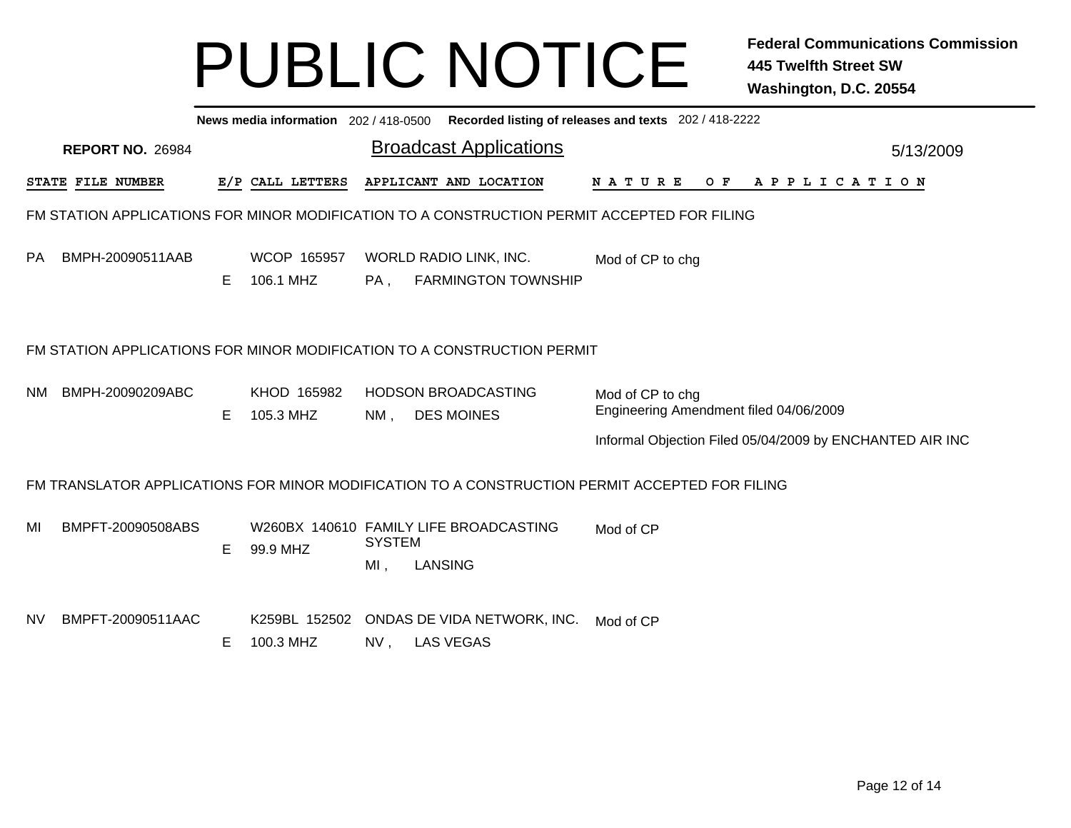# PUBLIC NOTICE

**Federal Communications Commission**
**445 Twelfth Street SW**
**Washington, D.C. 20554**

**News media information** 202 / 418-0500 **Recorded listing of releases and texts** 202 / 418-2222

**REPORT NO.** 26984

## Broadcast Applications

5/13/2009

| STATE | FILE NUMBER | E/P | CALL LETTERS | APPLICANT AND LOCATION | NATURE OF APPLICATION |
|---|---|---|---|---|---|

### FM STATION APPLICATIONS FOR MINOR MODIFICATION TO A CONSTRUCTION PERMIT ACCEPTED FOR FILING

| STATE | FILE NUMBER | E/P | CALL LETTERS | APPLICANT AND LOCATION | NATURE OF APPLICATION |
|---|---|---|---|---|---|
| PA | BMPH-20090511AAB | E | WCOP 165957<br>106.1 MHZ | WORLD RADIO LINK, INC.<br>PA , FARMINGTON TOWNSHIP | Mod of CP to chg |

### FM STATION APPLICATIONS FOR MINOR MODIFICATION TO A CONSTRUCTION PERMIT

| STATE | FILE NUMBER | E/P | CALL LETTERS | APPLICANT AND LOCATION | NATURE OF APPLICATION |
|---|---|---|---|---|---|
| NM | BMPH-20090209ABC | E | KHOD 165982<br>105.3 MHZ | HODSON BROADCASTING<br>NM , DES MOINES | Mod of CP to chg<br>Engineering Amendment filed 04/06/2009<br>Informal Objection Filed 05/04/2009 by ENCHANTED AIR INC |

### FM TRANSLATOR APPLICATIONS FOR MINOR MODIFICATION TO A CONSTRUCTION PERMIT ACCEPTED FOR FILING

| STATE | FILE NUMBER | E/P | CALL LETTERS | APPLICANT AND LOCATION | NATURE OF APPLICATION |
|---|---|---|---|---|---|
| MI | BMPFT-20090508ABS | E | W260BX 140610<br>99.9 MHZ | FAMILY LIFE BROADCASTING SYSTEM<br>MI , LANSING | Mod of CP |
| NV | BMPFT-20090511AAC | E | K259BL 152502<br>100.3 MHZ | ONDAS DE VIDA NETWORK, INC.<br>NV , LAS VEGAS | Mod of CP |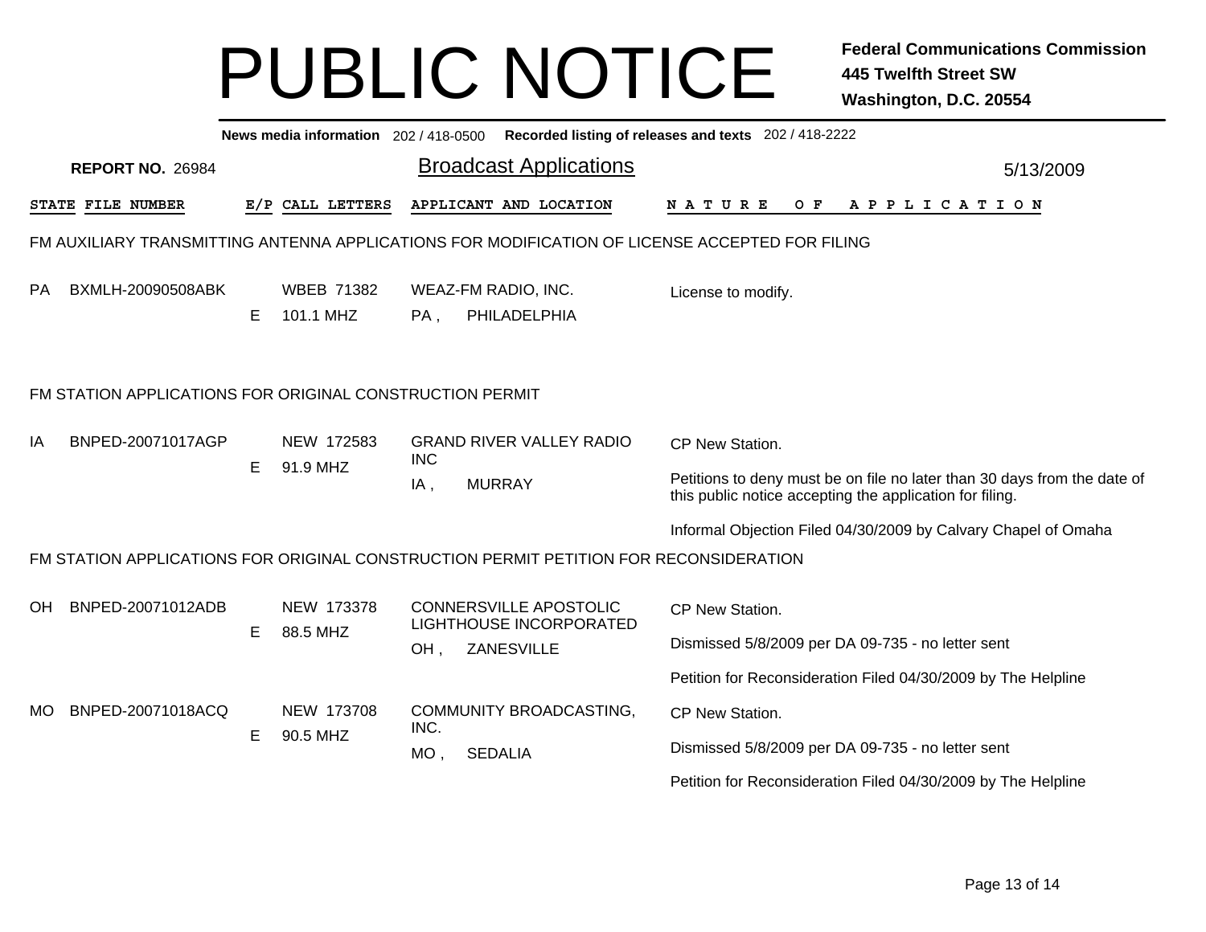# PUBLIC NOTICE

**Federal Communications Commission**
**445 Twelfth Street SW**
**Washington, D.C. 20554**

**News media information** 202 / 418-0500 **Recorded listing of releases and texts** 202 / 418-2222

**REPORT NO.** 26984

## Broadcast Applications

5/13/2009

| STATE | FILE NUMBER | E/P | CALL LETTERS | APPLICANT AND LOCATION | NATURE OF APPLICATION |
|---|---|---|---|---|---|

### FM AUXILIARY TRANSMITTING ANTENNA APPLICATIONS FOR MODIFICATION OF LICENSE ACCEPTED FOR FILING

| STATE | FILE NUMBER | E/P | CALL LETTERS | APPLICANT AND LOCATION | NATURE OF APPLICATION |
|---|---|---|---|---|---|
| PA | BXMLH-20090508ABK | E | WBEB 71382<br>101.1 MHZ | WEAZ-FM RADIO, INC.<br>PA , PHILADELPHIA | License to modify. |

### FM STATION APPLICATIONS FOR ORIGINAL CONSTRUCTION PERMIT

| STATE | FILE NUMBER | E/P | CALL LETTERS | APPLICANT AND LOCATION | NATURE OF APPLICATION |
|---|---|---|---|---|---|
| IA | BNPED-20071017AGP | E | NEW 172583<br>91.9 MHZ | GRAND RIVER VALLEY RADIO INC<br>IA , MURRAY | CP New Station.<br>Petitions to deny must be on file no later than 30 days from the date of this public notice accepting the application for filing.<br>Informal Objection Filed 04/30/2009 by Calvary Chapel of Omaha |

### FM STATION APPLICATIONS FOR ORIGINAL CONSTRUCTION PERMIT PETITION FOR RECONSIDERATION

| STATE | FILE NUMBER | E/P | CALL LETTERS | APPLICANT AND LOCATION | NATURE OF APPLICATION |
|---|---|---|---|---|---|
| OH | BNPED-20071012ADB | E | NEW 173378<br>88.5 MHZ | CONNERSVILLE APOSTOLIC LIGHTHOUSE INCORPORATED<br>OH , ZANESVILLE | CP New Station.<br>Dismissed 5/8/2009 per DA 09-735 - no letter sent<br>Petition for Reconsideration Filed 04/30/2009 by The Helpline |
| MO | BNPED-20071018ACQ | E | NEW 173708<br>90.5 MHZ | COMMUNITY BROADCASTING, INC.<br>MO , SEDALIA | CP New Station.<br>Dismissed 5/8/2009 per DA 09-735 - no letter sent<br>Petition for Reconsideration Filed 04/30/2009 by The Helpline |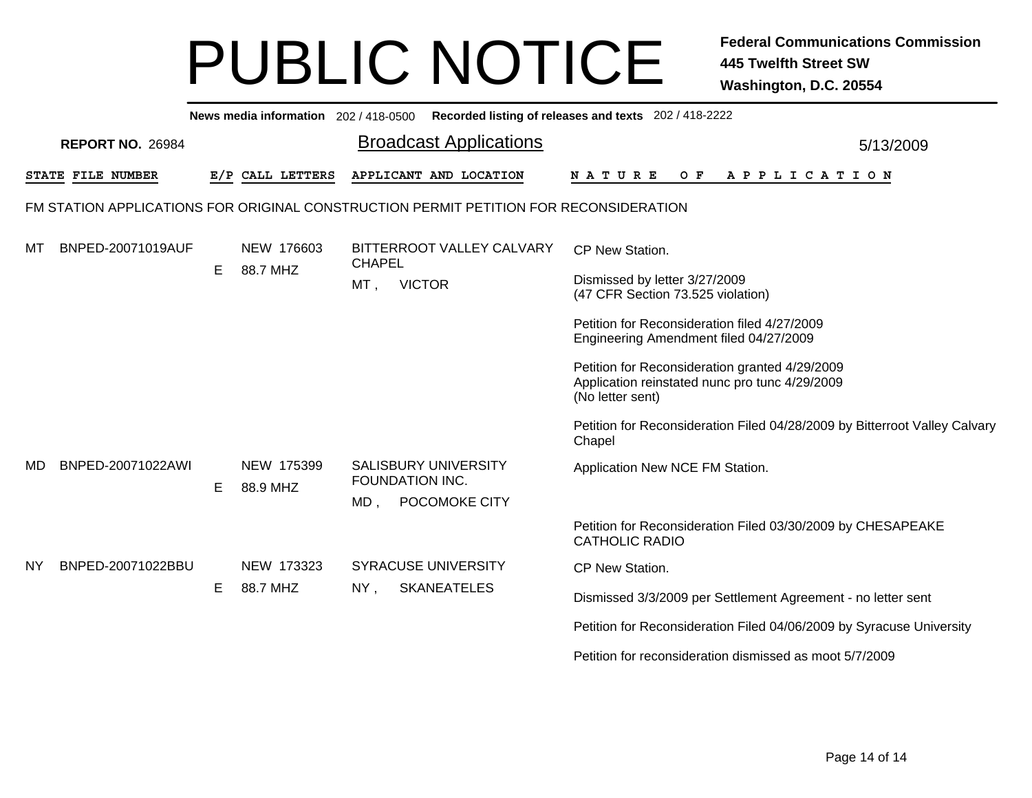# PUBLIC NOTICE

**Federal Communications Commission**
**445 Twelfth Street SW**
**Washington, D.C. 20554**

**News media information** 202 / 418-0500 **Recorded listing of releases and texts** 202 / 418-2222

**REPORT NO.** 26984

## Broadcast Applications

5/13/2009

FM STATION APPLICATIONS FOR ORIGINAL CONSTRUCTION PERMIT PETITION FOR RECONSIDERATION

| STATE | FILE NUMBER | E/P | CALL LETTERS | APPLICANT AND LOCATION | NATURE OF APPLICATION |
|---|---|---|---|---|---|
| MT | BNPED-20071019AUF | E | NEW 176603<br>88.7 MHZ | BITTERROOT VALLEY CALVARY CHAPEL<br>MT , VICTOR | CP New Station.<br><br>Dismissed by letter 3/27/2009<br>(47 CFR Section 73.525 violation)<br><br>Petition for Reconsideration filed 4/27/2009<br>Engineering Amendment filed 04/27/2009<br><br>Petition for Reconsideration granted 4/29/2009<br>Application reinstated nunc pro tunc 4/29/2009<br>(No letter sent)<br><br>Petition for Reconsideration Filed 04/28/2009 by Bitterroot Valley Calvary Chapel |
| MD | BNPED-20071022AWI | E | NEW 175399<br>88.9 MHZ | SALISBURY UNIVERSITY FOUNDATION INC.<br>MD , POCOMOKE CITY | Application New NCE FM Station.<br><br>Petition for Reconsideration Filed 03/30/2009 by CHESAPEAKE CATHOLIC RADIO |
| NY | BNPED-20071022BBU | E | NEW 173323<br>88.7 MHZ | SYRACUSE UNIVERSITY<br>NY , SKANEATELES | CP New Station.<br><br>Dismissed 3/3/2009 per Settlement Agreement - no letter sent<br><br>Petition for Reconsideration Filed 04/06/2009 by Syracuse University<br><br>Petition for reconsideration dismissed as moot 5/7/2009 |